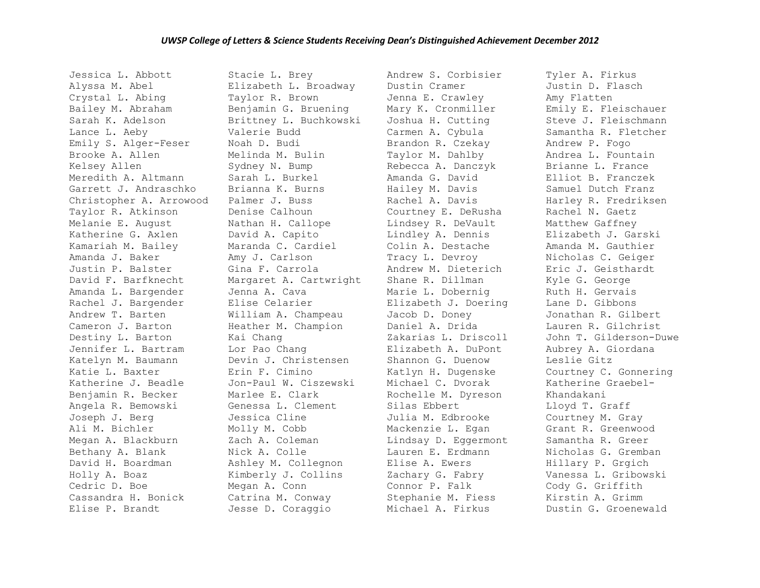*UWSP College of Letters & Science Students Receiving Dean's Distinguished Achievement December 2012*

Jessica L. Abbott
Alyssa M. Abel
Crystal L. Abing
Bailey M. Abraham
Sarah K. Adelson
Lance L. Aeby
Emily S. Alger-Feser
Brooke A. Allen
Kelsey Allen
Meredith A. Altmann
Garrett J. Andraschko
Christopher A. Arrowood
Taylor R. Atkinson
Melanie E. August
Katherine G. Axlen
Kamariah M. Bailey
Amanda J. Baker
Justin P. Balster
David F. Barfknecht
Amanda L. Bargender
Rachel J. Bargender
Andrew T. Barten
Cameron J. Barton
Destiny L. Barton
Jennifer L. Bartram
Katelyn M. Baumann
Katie L. Baxter
Katherine J. Beadle
Benjamin R. Becker
Angela R. Bemowski
Joseph J. Berg
Ali M. Bichler
Megan A. Blackburn
Bethany A. Blank
David H. Boardman
Holly A. Boaz
Cedric D. Boe
Cassandra H. Bonick
Elise P. Brandt
Stacie L. Brey
Elizabeth L. Broadway
Taylor R. Brown
Benjamin G. Bruening
Brittney L. Buchkowski
Valerie Budd
Noah D. Budi
Melinda M. Bulin
Sydney N. Bump
Sarah L. Burkel
Brianna K. Burns
Palmer J. Buss
Denise Calhoun
Nathan H. Callope
David A. Capito
Maranda C. Cardiel
Amy J. Carlson
Gina F. Carrola
Margaret A. Cartwright
Jenna A. Cava
Elise Celarier
William A. Champeau
Heather M. Champion
Kai Chang
Lor Pao Chang
Devin J. Christensen
Erin F. Cimino
Jon-Paul W. Ciszewski
Marlee E. Clark
Genessa L. Clement
Jessica Cline
Molly M. Cobb
Zach A. Coleman
Nick A. Colle
Ashley M. Collegnon
Kimberly J. Collins
Megan A. Conn
Catrina M. Conway
Jesse D. Coraggio
Andrew S. Corbisier
Dustin Cramer
Jenna E. Crawley
Mary K. Cronmiller
Joshua H. Cutting
Carmen A. Cybula
Brandon R. Czekay
Taylor M. Dahlby
Rebecca A. Danczyk
Amanda G. David
Hailey M. Davis
Rachel A. Davis
Courtney E. DeRusha
Lindsey R. DeVault
Lindley A. Dennis
Colin A. Destache
Tracy L. Devroy
Andrew M. Dieterich
Shane R. Dillman
Marie L. Dobernig
Elizabeth J. Doering
Jacob D. Doney
Daniel A. Drida
Zakarias L. Driscoll
Elizabeth A. DuPont
Shannon G. Duenow
Katlyn H. Dugenske
Michael C. Dvorak
Rochelle M. Dyreson
Silas Ebbert
Julia M. Edbrooke
Mackenzie L. Egan
Lindsay D. Eggermont
Lauren E. Erdmann
Elise A. Ewers
Zachary G. Fabry
Connor P. Falk
Stephanie M. Fiess
Michael A. Firkus
Tyler A. Firkus
Justin D. Flasch
Amy Flatten
Emily E. Fleischauer
Steve J. Fleischmann
Samantha R. Fletcher
Andrew P. Fogo
Andrea L. Fountain
Brianne L. France
Elliot B. Franczek
Samuel Dutch Franz
Harley R. Fredriksen
Rachel N. Gaetz
Matthew Gaffney
Elizabeth J. Garski
Amanda M. Gauthier
Nicholas C. Geiger
Eric J. Geisthardt
Kyle G. George
Ruth H. Gervais
Lane D. Gibbons
Jonathan R. Gilbert
Lauren R. Gilchrist
John T. Gilderson-Duwe
Aubrey A. Giordana
Leslie Gitz
Courtney C. Gonnering
Katherine Graebel-Khandakani
Lloyd T. Graff
Courtney M. Gray
Grant R. Greenwood
Samantha R. Greer
Nicholas G. Gremban
Hillary P. Grgich
Vanessa L. Gribowski
Cody G. Griffith
Kirstin A. Grimm
Dustin G. Groenewald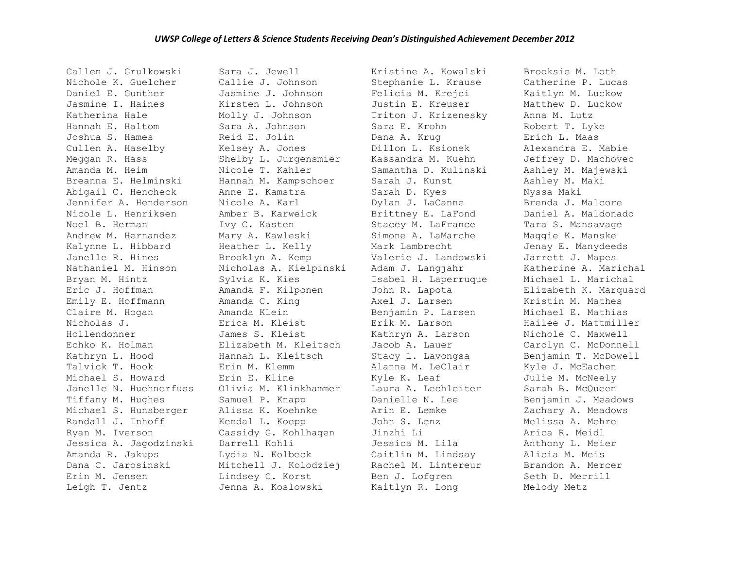*UWSP College of Letters & Science Students Receiving Dean's Distinguished Achievement December 2012*

Callen J. Grulkowski
Nichole K. Guelcher
Daniel E. Gunther
Jasmine I. Haines
Katherina Hale
Hannah E. Haltom
Joshua S. Hames
Cullen A. Haselby
Meggan R. Hass
Amanda M. Heim
Breanna E. Helminski
Abigail C. Hencheck
Jennifer A. Henderson
Nicole L. Henriksen
Noel B. Herman
Andrew M. Hernandez
Kalynne L. Hibbard
Janelle R. Hines
Nathaniel M. Hinson
Bryan M. Hintz
Eric J. Hoffman
Emily E. Hoffmann
Claire M. Hogan
Nicholas J. Hollendonner
Echko K. Holman
Kathryn L. Hood
Talvick T. Hook
Michael S. Howard
Janelle N. Huehnerfuss
Tiffany M. Hughes
Michael S. Hunsberger
Randall J. Inhoff
Ryan M. Iverson
Jessica A. Jagodzinski
Amanda R. Jakups
Dana C. Jarosinski
Erin M. Jensen
Leigh T. Jentz

Sara J. Jewell
Callie J. Johnson
Jasmine J. Johnson
Kirsten L. Johnson
Molly J. Johnson
Sara A. Johnson
Reid E. Jolin
Kelsey A. Jones
Shelby L. Jurgensmier
Nicole T. Kahler
Hannah M. Kampschoer
Anne E. Kamstra
Nicole A. Karl
Amber B. Karweick
Ivy C. Kasten
Mary A. Kawleski
Heather L. Kelly
Brooklyn A. Kemp
Nicholas A. Kielpinski
Sylvia K. Kies
Amanda F. Kilponen
Amanda C. King
Amanda Klein
Erica M. Kleist
James S. Kleist
Elizabeth M. Kleitsch
Hannah L. Kleitsch
Erin M. Klemm
Erin E. Kline
Olivia M. Klinkhammer
Samuel P. Knapp
Alissa K. Koehnke
Kendal L. Koepp
Cassidy G. Kohlhagen
Darrell Kohli
Lydia N. Kolbeck
Mitchell J. Kolodziej
Lindsey C. Korst
Jenna A. Koslowski

Kristine A. Kowalski
Stephanie L. Krause
Felicia M. Krejci
Justin E. Kreuser
Triton J. Krizenesky
Sara E. Krohn
Dana A. Krug
Dillon L. Ksionek
Kassandra M. Kuehn
Samantha D. Kulinski
Sarah J. Kunst
Sarah D. Kyes
Dylan J. LaCanne
Brittney E. LaFond
Stacey M. LaFrance
Simone A. LaMarche
Mark Lambrecht
Valerie J. Landowski
Adam J. Langjahr
Isabel H. Laperruque
John R. Lapota
Axel J. Larsen
Benjamin P. Larsen
Erik M. Larson
Kathryn A. Larson
Jacob A. Lauer
Stacy L. Lavongsa
Alanna M. LeClair
Kyle K. Leaf
Laura A. Lechleiter
Danielle N. Lee
Arin E. Lemke
John S. Lenz
Jinzhi Li
Jessica M. Lila
Caitlin M. Lindsay
Rachel M. Lintereur
Ben J. Lofgren
Kaitlyn R. Long

Brooksie M. Loth
Catherine P. Lucas
Kaitlyn M. Luckow
Matthew D. Luckow
Anna M. Lutz
Robert T. Lyke
Erich L. Maas
Alexandra E. Mabie
Jeffrey D. Machovec
Ashley M. Majewski
Ashley M. Maki
Nyssa Maki
Brenda J. Malcore
Daniel A. Maldonado
Tara S. Mansavage
Maggie K. Manske
Jenay E. Manydeeds
Jarrett J. Mapes
Katherine A. Marichal
Michael L. Marichal
Elizabeth K. Marquard
Kristin M. Mathes
Michael E. Mathias
Hailee J. Mattmiller
Nichole C. Maxwell
Carolyn C. McDonnell
Benjamin T. McDowell
Kyle J. McEachen
Julie M. McNeely
Sarah B. McQueen
Benjamin J. Meadows
Zachary A. Meadows
Melissa A. Mehre
Arica R. Meidl
Anthony L. Meier
Alicia M. Meis
Brandon A. Mercer
Seth D. Merrill
Melody Metz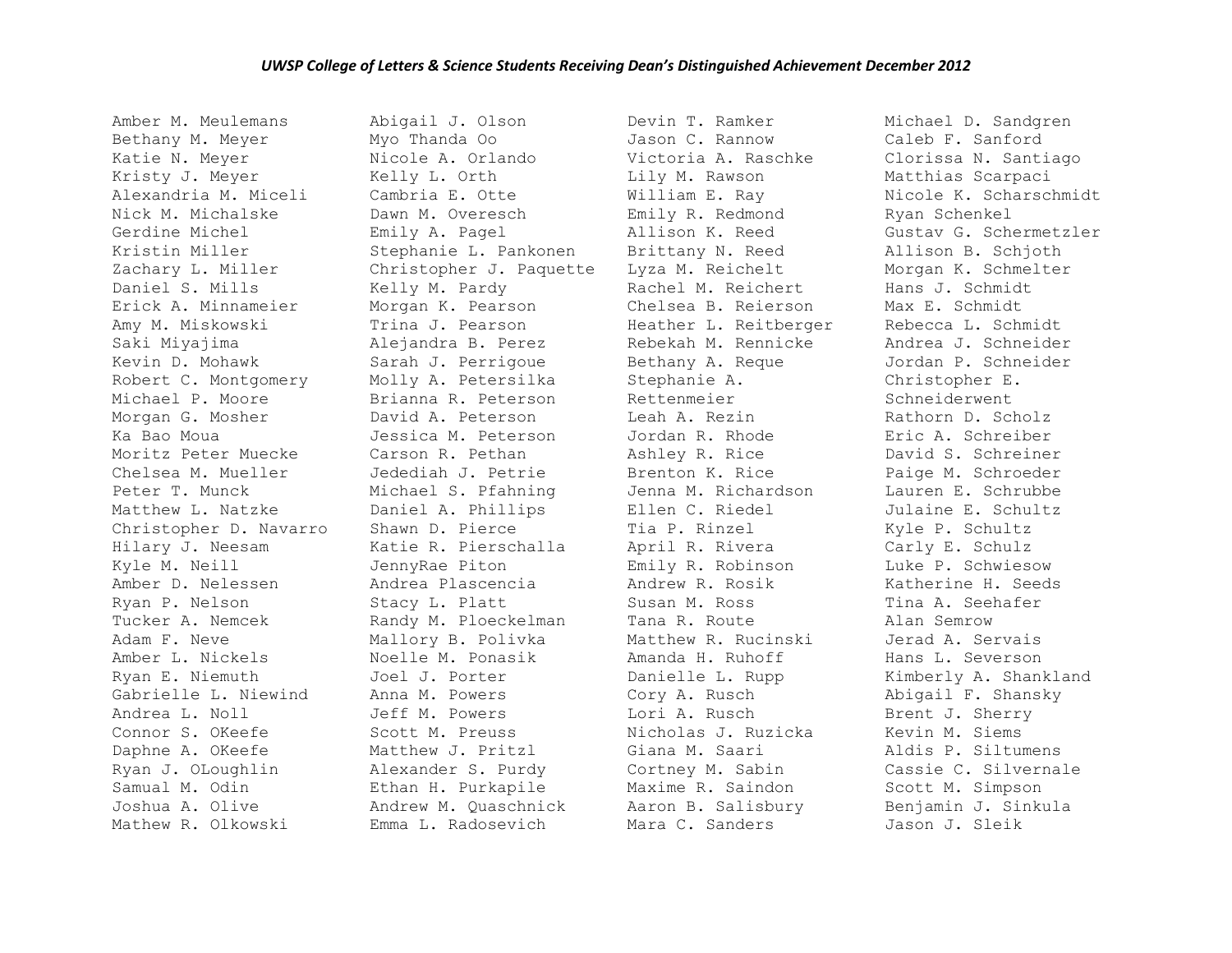*UWSP College of Letters & Science Students Receiving Dean's Distinguished Achievement December 2012*

Amber M. Meulemans
Bethany M. Meyer
Katie N. Meyer
Kristy J. Meyer
Alexandria M. Miceli
Nick M. Michalske
Gerdine Michel
Kristin Miller
Zachary L. Miller
Daniel S. Mills
Erick A. Minnameier
Amy M. Miskowski
Saki Miyajima
Kevin D. Mohawk
Robert C. Montgomery
Michael P. Moore
Morgan G. Mosher
Ka Bao Moua
Moritz Peter Muecke
Chelsea M. Mueller
Peter T. Munck
Matthew L. Natzke
Christopher D. Navarro
Hilary J. Neesam
Kyle M. Neill
Amber D. Nelessen
Ryan P. Nelson
Tucker A. Nemcek
Adam F. Neve
Amber L. Nickels
Ryan E. Niemuth
Gabrielle L. Niewind
Andrea L. Noll
Connor S. OKeefe
Daphne A. OKeefe
Ryan J. OLoughlin
Samual M. Odin
Joshua A. Olive
Mathew R. Olkowski

Abigail J. Olson
Myo Thanda Oo
Nicole A. Orlando
Kelly L. Orth
Cambria E. Otte
Dawn M. Overesch
Emily A. Pagel
Stephanie L. Pankonen
Christopher J. Paquette
Kelly M. Pardy
Morgan K. Pearson
Trina J. Pearson
Alejandra B. Perez
Sarah J. Perrigoue
Molly A. Petersilka
Brianna R. Peterson
David A. Peterson
Jessica M. Peterson
Carson R. Pethan
Jedediah J. Petrie
Michael S. Pfahning
Daniel A. Phillips
Shawn D. Pierce
Katie R. Pierschalla
JennyRae Piton
Andrea Plascencia
Stacy L. Platt
Randy M. Ploeckelman
Mallory B. Polivka
Noelle M. Ponasik
Joel J. Porter
Anna M. Powers
Jeff M. Powers
Scott M. Preuss
Matthew J. Pritzl
Alexander S. Purdy
Ethan H. Purkapile
Andrew M. Quaschnick
Emma L. Radosevich

Devin T. Ramker
Jason C. Rannow
Victoria A. Raschke
Lily M. Rawson
William E. Ray
Emily R. Redmond
Allison K. Reed
Brittany N. Reed
Lyza M. Reichelt
Rachel M. Reichert
Chelsea B. Reierson
Heather L. Reitberger
Rebekah M. Rennicke
Bethany A. Reque
Stephanie A. Rettenmeier
Leah A. Rezin
Jordan R. Rhode
Ashley R. Rice
Brenton K. Rice
Jenna M. Richardson
Ellen C. Riedel
Tia P. Rinzel
April R. Rivera
Emily R. Robinson
Andrew R. Rosik
Susan M. Ross
Tana R. Route
Matthew R. Rucinski
Amanda H. Ruhoff
Danielle L. Rupp
Cory A. Rusch
Lori A. Rusch
Nicholas J. Ruzicka
Giana M. Saari
Cortney M. Sabin
Maxime R. Saindon
Aaron B. Salisbury
Mara C. Sanders

Michael D. Sandgren
Caleb F. Sanford
Clorissa N. Santiago
Matthias Scarpaci
Nicole K. Scharschmidt
Ryan Schenkel
Gustav G. Schermetzler
Allison B. Schjoth
Morgan K. Schmelter
Hans J. Schmidt
Max E. Schmidt
Rebecca L. Schmidt
Andrea J. Schneider
Jordan P. Schneider
Christopher E. Schneiderwent
Rathorn D. Scholz
Eric A. Schreiber
David S. Schreiner
Paige M. Schroeder
Lauren E. Schrubbe
Julaine E. Schultz
Kyle P. Schultz
Carly E. Schulz
Luke P. Schwiesow
Katherine H. Seeds
Tina A. Seehafer
Alan Semrow
Jerad A. Servais
Hans L. Severson
Kimberly A. Shankland
Abigail F. Shansky
Brent J. Sherry
Kevin M. Siems
Aldis P. Siltumens
Cassie C. Silvernale
Scott M. Simpson
Benjamin J. Sinkula
Jason J. Sleik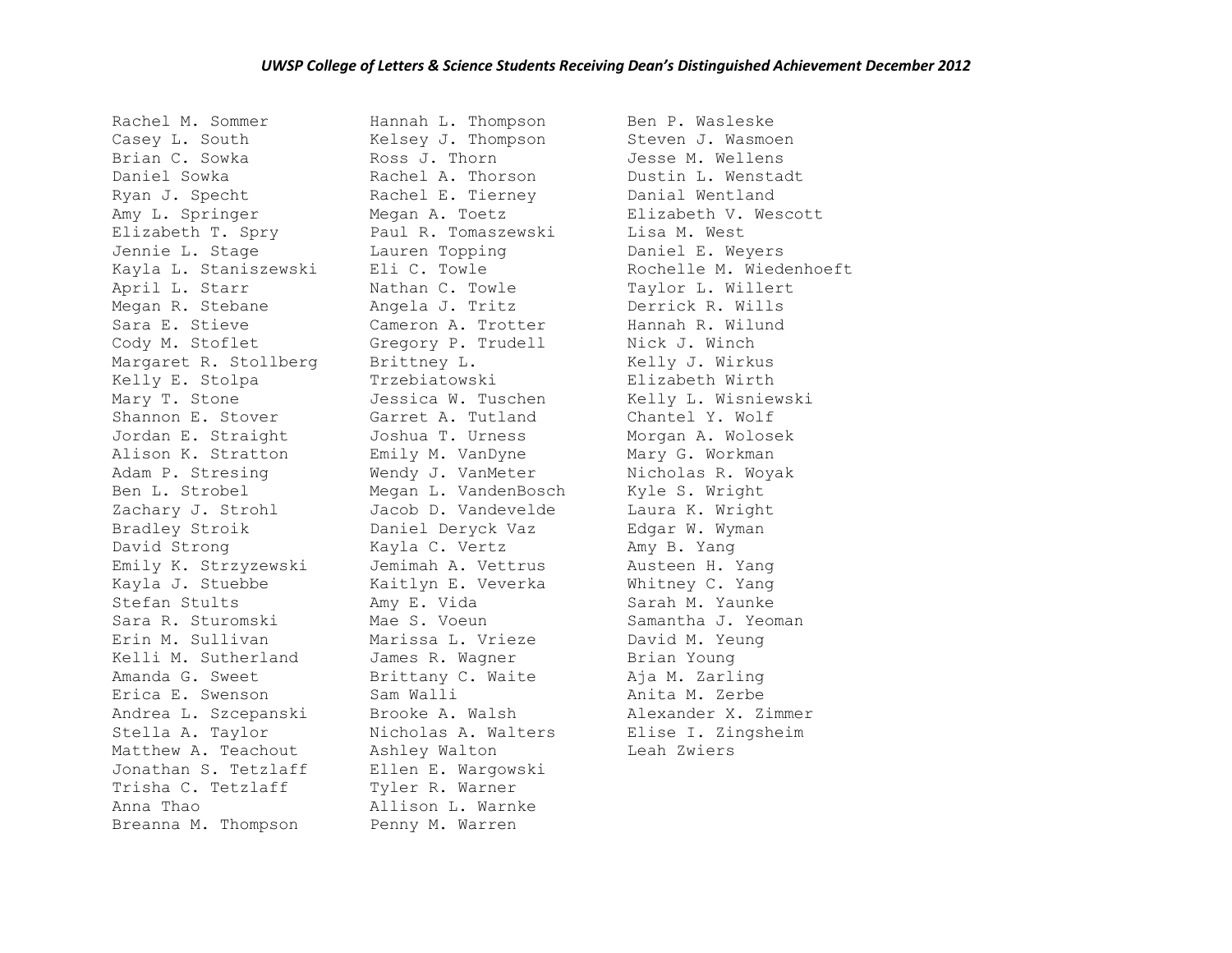Rachel M. Sommer
Casey L. South
Brian C. Sowka
Daniel Sowka
Ryan J. Specht
Amy L. Springer
Elizabeth T. Spry
Jennie L. Stage
Kayla L. Staniszewski
April L. Starr
Megan R. Stebane
Sara E. Stieve
Cody M. Stoflet
Margaret R. Stollberg
Kelly E. Stolpa
Mary T. Stone
Shannon E. Stover
Jordan E. Straight
Alison K. Stratton
Adam P. Stresing
Ben L. Strobel
Zachary J. Strohl
Bradley Stroik
David Strong
Emily K. Strzyzewski
Kayla J. Stuebbe
Stefan Stults
Sara R. Sturomski
Erin M. Sullivan
Kelli M. Sutherland
Amanda G. Sweet
Erica E. Swenson
Andrea L. Szcepanski
Stella A. Taylor
Matthew A. Teachout
Jonathan S. Tetzlaff
Trisha C. Tetzlaff
Anna Thao
Breanna M. Thompson
Hannah L. Thompson
Kelsey J. Thompson
Ross J. Thorn
Rachel A. Thorson
Rachel E. Tierney
Megan A. Toetz
Paul R. Tomaszewski
Lauren Topping
Eli C. Towle
Nathan C. Towle
Angela J. Tritz
Cameron A. Trotter
Gregory P. Trudell
Brittney L. Trzebiatowski
Jessica W. Tuschen
Garret A. Tutland
Joshua T. Urness
Emily M. VanDyne
Wendy J. VanMeter
Megan L. VandenBosch
Jacob D. Vandevelde
Daniel Deryck Vaz
Kayla C. Vertz
Jemimah A. Vettrus
Kaitlyn E. Veverka
Amy E. Vida
Mae S. Voeun
Marissa L. Vrieze
James R. Wagner
Brittany C. Waite
Sam Walli
Brooke A. Walsh
Nicholas A. Walters
Ashley Walton
Ellen E. Wargowski
Tyler R. Warner
Allison L. Warnke
Penny M. Warren
Ben P. Wasleske
Steven J. Wasmoen
Jesse M. Wellens
Dustin L. Wenstadt
Danial Wentland
Elizabeth V. Wescott
Lisa M. West
Daniel E. Weyers
Rochelle M. Wiedenhoeft
Taylor L. Willert
Derrick R. Wills
Hannah R. Wilund
Nick J. Winch
Kelly J. Wirkus
Elizabeth Wirth
Kelly L. Wisniewski
Chantel Y. Wolf
Morgan A. Wolosek
Mary G. Workman
Nicholas R. Woyak
Kyle S. Wright
Laura K. Wright
Edgar W. Wyman
Amy B. Yang
Austeen H. Yang
Whitney C. Yang
Sarah M. Yaunke
Samantha J. Yeoman
David M. Yeung
Brian Young
Aja M. Zarling
Anita M. Zerbe
Alexander X. Zimmer
Elise I. Zingsheim
Leah Zwiers